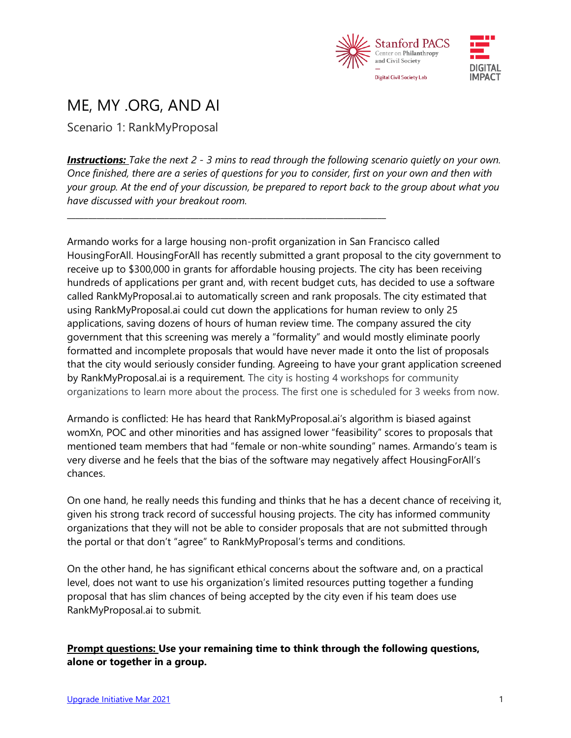# ME, MY .ORG, AND AI

Scenario 1: RankMyProposal

***Instructions:*** *Take the next 2 - 3 mins to read through the following scenario quietly on your own. Once finished, there are a series of questions for you to consider, first on your own and then with your group. At the end of your discussion, be prepared to report back to the group about what you have discussed with your breakout room.*

---

Armando works for a large housing non-profit organization in San Francisco called HousingForAll. HousingForAll has recently submitted a grant proposal to the city government to receive up to $300,000 in grants for affordable housing projects. The city has been receiving hundreds of applications per grant and, with recent budget cuts, has decided to use a software called RankMyProposal.ai to automatically screen and rank proposals. The city estimated that using RankMyProposal.ai could cut down the applications for human review to only 25 applications, saving dozens of hours of human review time. The company assured the city government that this screening was merely a "formality" and would mostly eliminate poorly formatted and incomplete proposals that would have never made it onto the list of proposals that the city would seriously consider funding. Agreeing to have your grant application screened by RankMyProposal.ai is a requirement. The city is hosting 4 workshops for community organizations to learn more about the process. The first one is scheduled for 3 weeks from now.

Armando is conflicted: He has heard that RankMyProposal.ai's algorithm is biased against womXn, POC and other minorities and has assigned lower "feasibility" scores to proposals that mentioned team members that had "female or non-white sounding" names. Armando's team is very diverse and he feels that the bias of the software may negatively affect HousingForAll's chances.

On one hand, he really needs this funding and thinks that he has a decent chance of receiving it, given his strong track record of successful housing projects. The city has informed community organizations that they will not be able to consider proposals that are not submitted through the portal or that don't "agree" to RankMyProposal's terms and conditions.

On the other hand, he has significant ethical concerns about the software and, on a practical level, does not want to use his organization's limited resources putting together a funding proposal that has slim chances of being accepted by the city even if his team does use RankMyProposal.ai to submit.

**Prompt questions: Use your remaining time to think through the following questions, alone or together in a group.**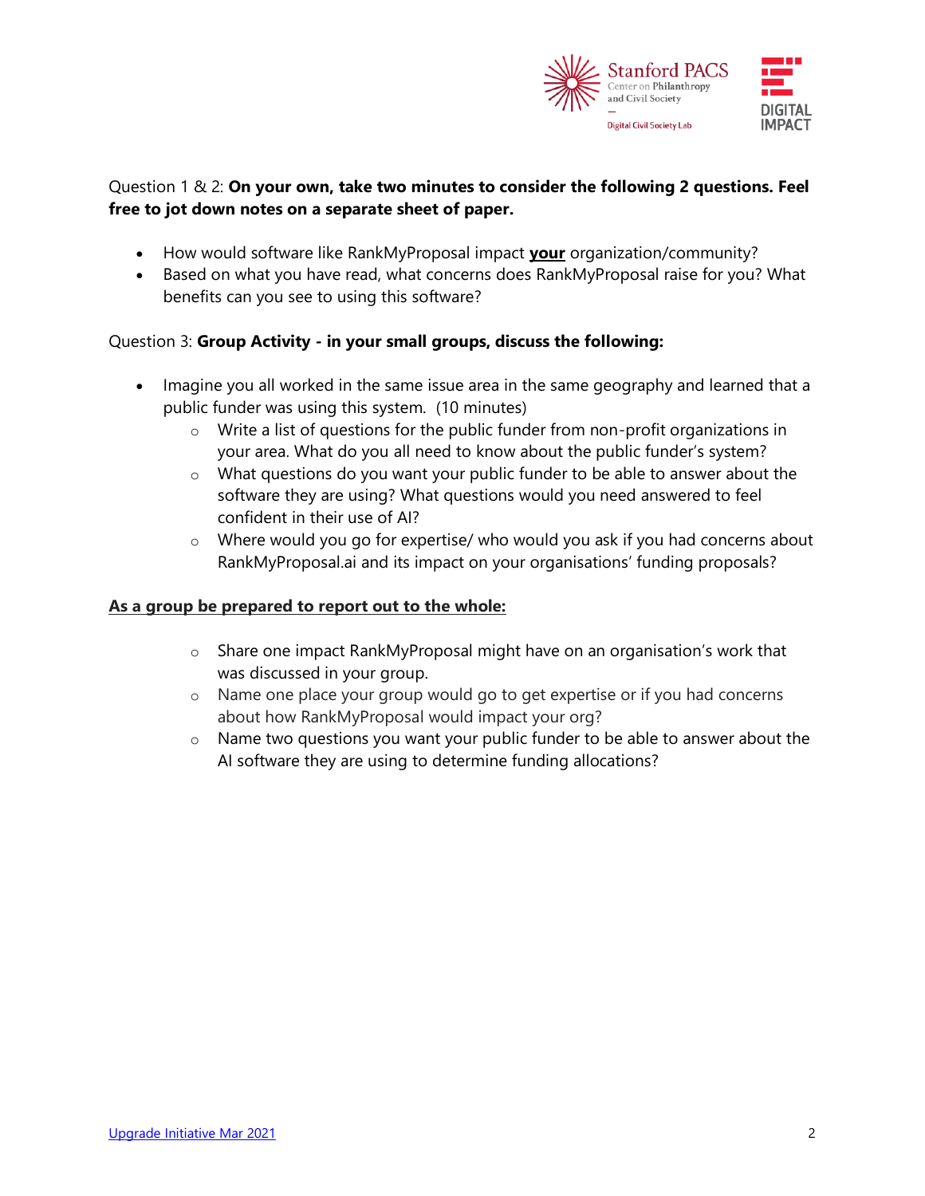Question 1 & 2: **On your own, take two minutes to consider the following 2 questions. Feel free to jot down notes on a separate sheet of paper.**

- How would software like RankMyProposal impact **your** organization/community?
- Based on what you have read, what concerns does RankMyProposal raise for you? What benefits can you see to using this software?

Question 3: **Group Activity - in your small groups, discuss the following:**

- Imagine you all worked in the same issue area in the same geography and learned that a public funder was using this system. (10 minutes)
  - Write a list of questions for the public funder from non-profit organizations in your area. What do you all need to know about the public funder's system?
  - What questions do you want your public funder to be able to answer about the software they are using? What questions would you need answered to feel confident in their use of AI?
  - Where would you go for expertise/ who would you ask if you had concerns about RankMyProposal.ai and its impact on your organisations' funding proposals?

**As a group be prepared to report out to the whole:**

- Share one impact RankMyProposal might have on an organisation's work that was discussed in your group.
- Name one place your group would go to get expertise or if you had concerns about how RankMyProposal would impact your org?
- Name two questions you want your public funder to be able to answer about the AI software they are using to determine funding allocations?